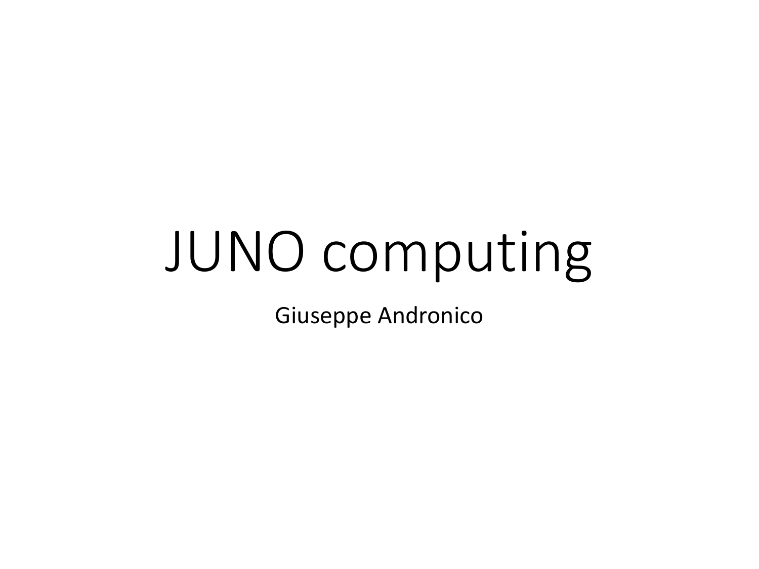# JUNO computing

Giuseppe Andronico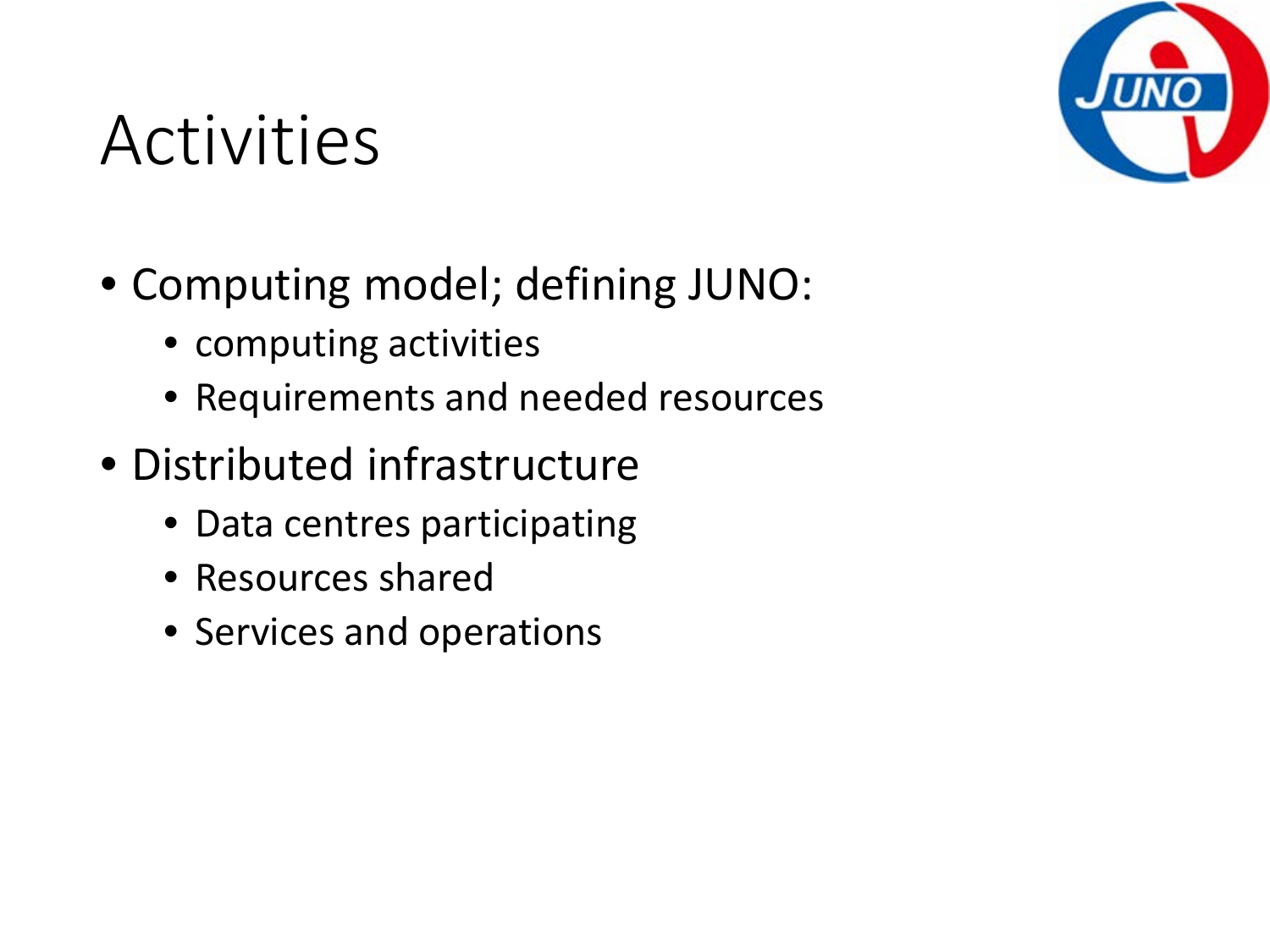# Activities

- Computing model; defining JUNO:
  - computing activities
  - Requirements and needed resources
- Distributed infrastructure
  - Data centres participating
  - Resources shared
  - Services and operations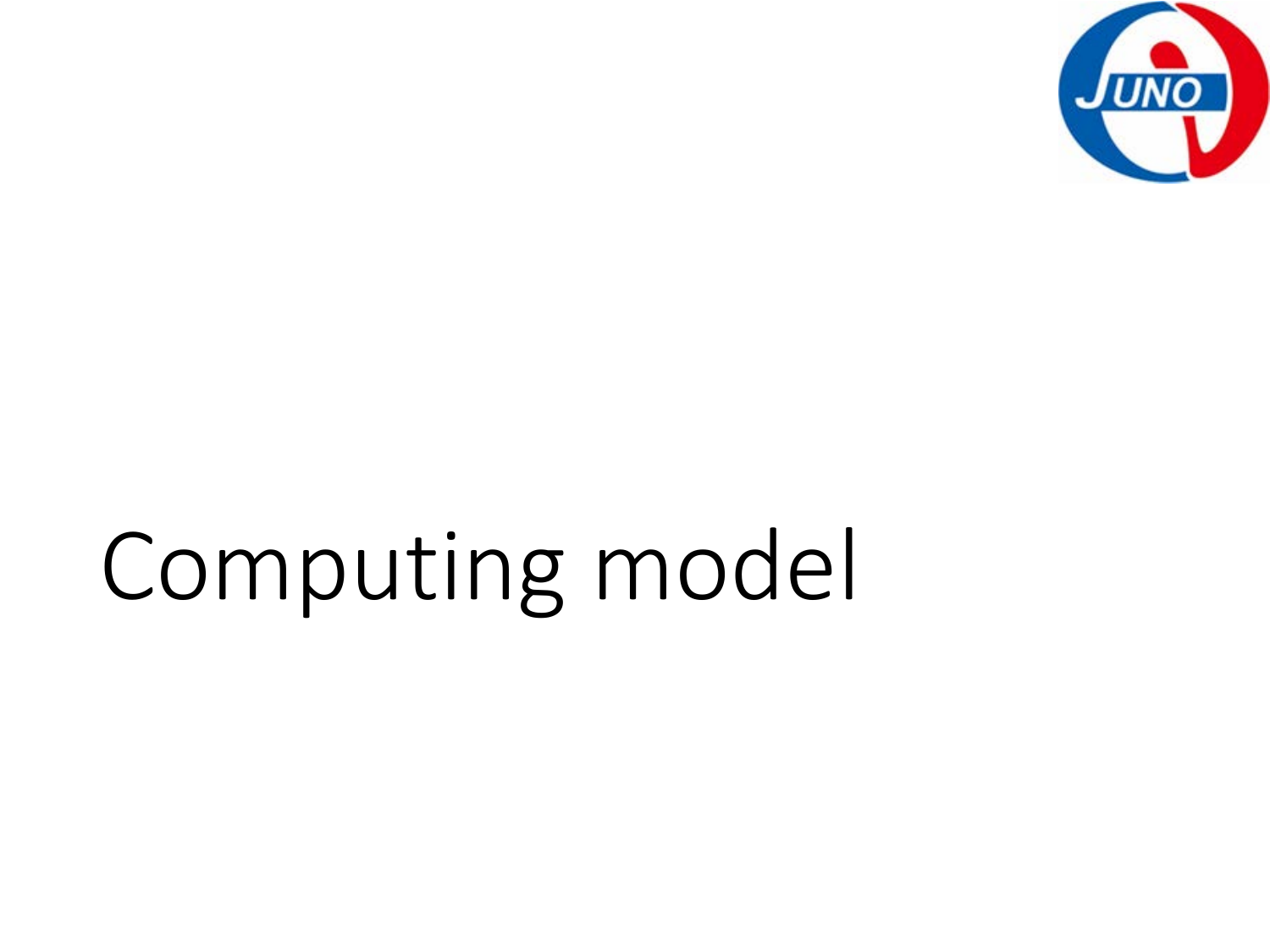# Computing model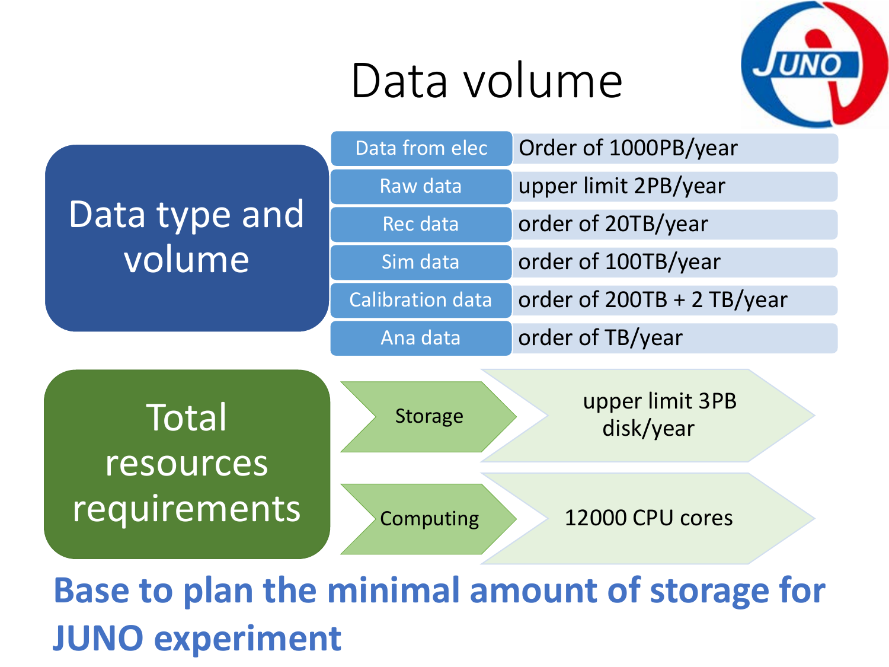# Data volume

## Data type and volume

| Data type | Volume |
| --- | --- |
| Data from elec | Order of 1000PB/year |
| Raw data | upper limit 2PB/year |
| Rec data | order of 20TB/year |
| Sim data | order of 100TB/year |
| Calibration data | order of 200TB + 2 TB/year |
| Ana data | order of TB/year |

## Total resources requirements

- **Storage**: upper limit 3PB disk/year
- **Computing**: 12000 CPU cores

**Base to plan the minimal amount of storage for JUNO experiment**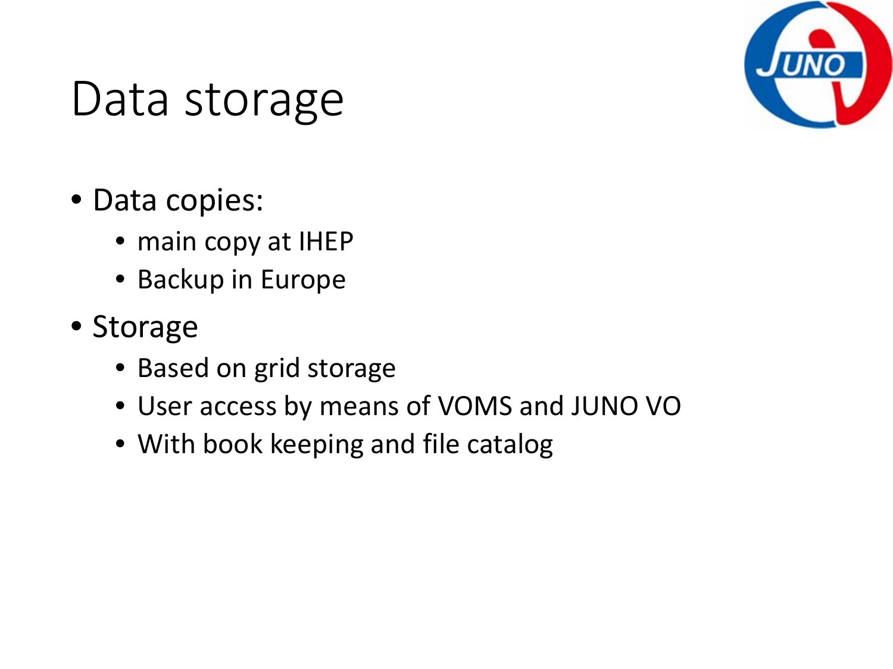# Data storage

- Data copies:
  - main copy at IHEP
  - Backup in Europe
- Storage
  - Based on grid storage
  - User access by means of VOMS and JUNO VO
  - With book keeping and file catalog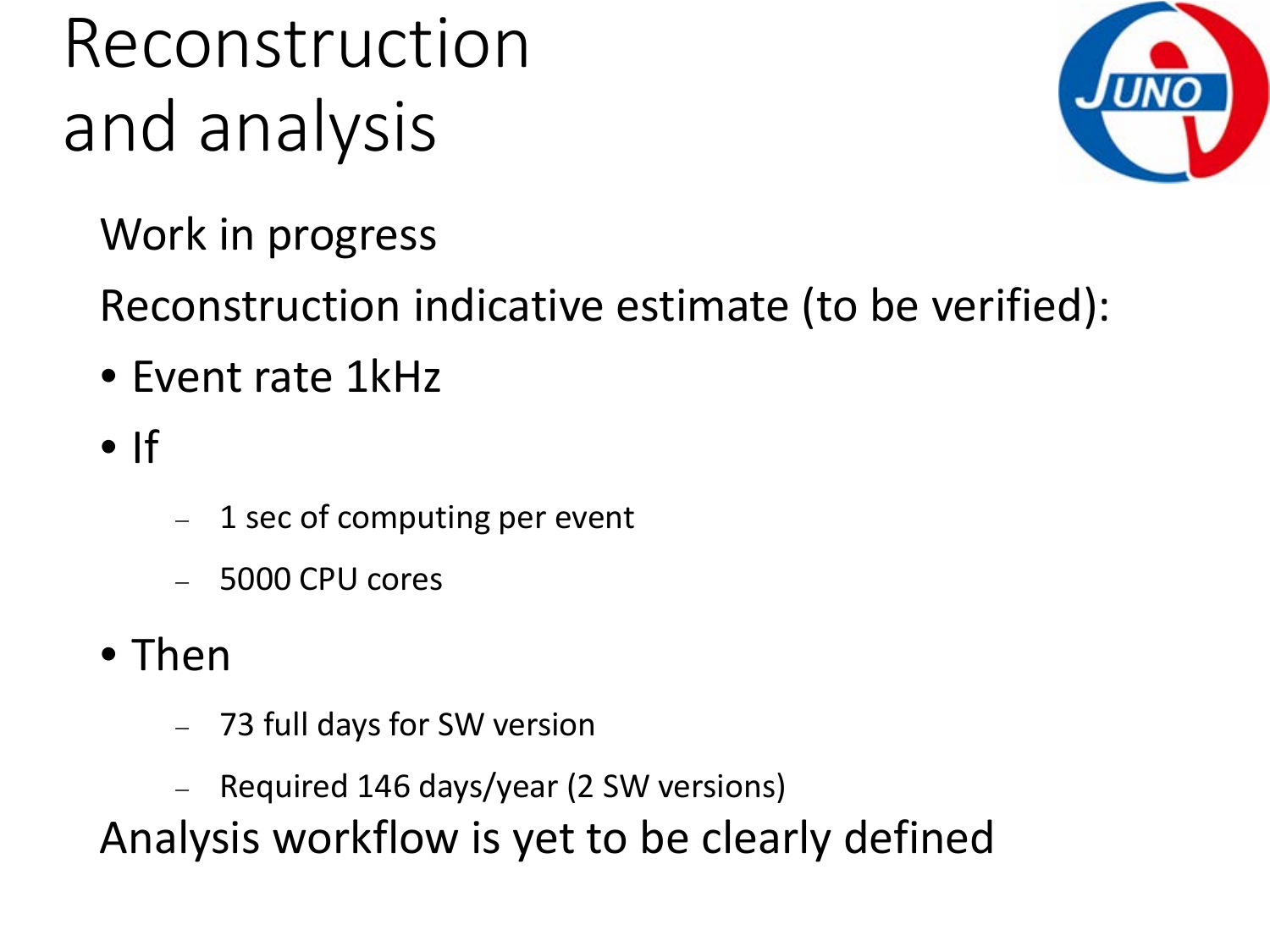# Reconstruction and analysis

Work in progress

Reconstruction indicative estimate (to be verified):

- Event rate 1kHz
- If
  - 1 sec of computing per event
  - 5000 CPU cores
- Then
  - 73 full days for SW version
  - Required 146 days/year (2 SW versions)

Analysis workflow is yet to be clearly defined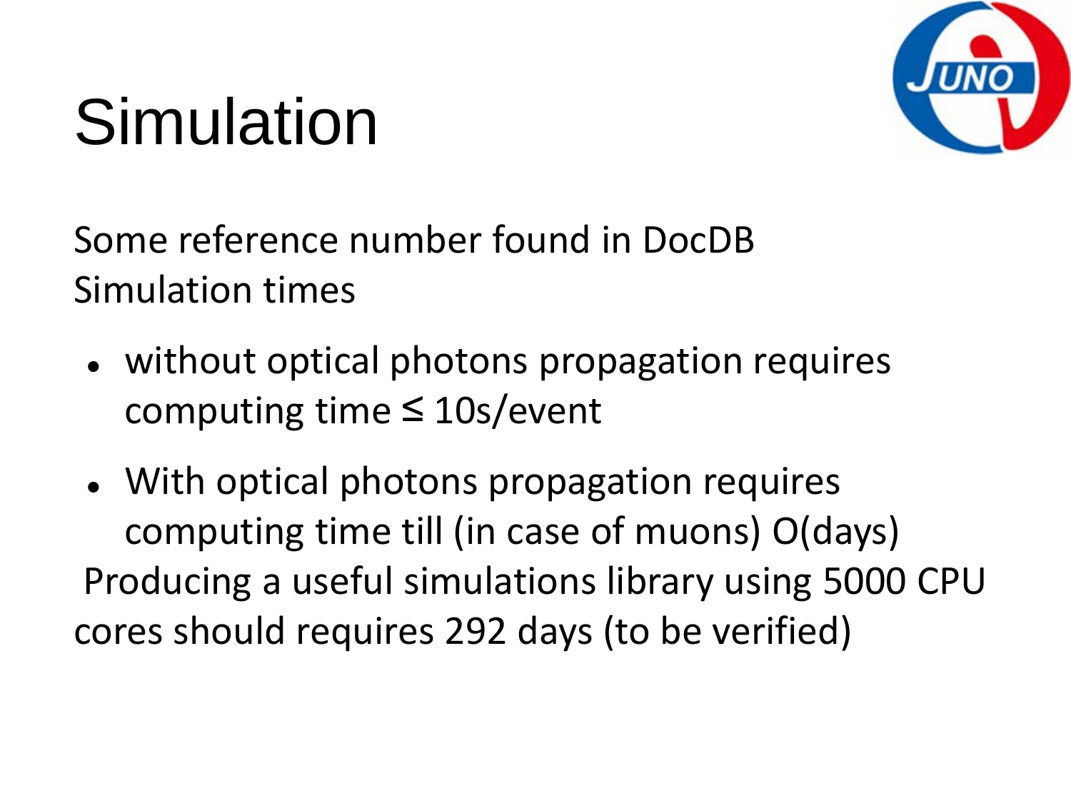# Simulation

Some reference number found in DocDB
Simulation times

- without optical photons propagation requires computing time ≤ 10s/event
- With optical photons propagation requires computing time till (in case of muons) O(days)

Producing a useful simulations library using 5000 CPU cores should requires 292 days (to be verified)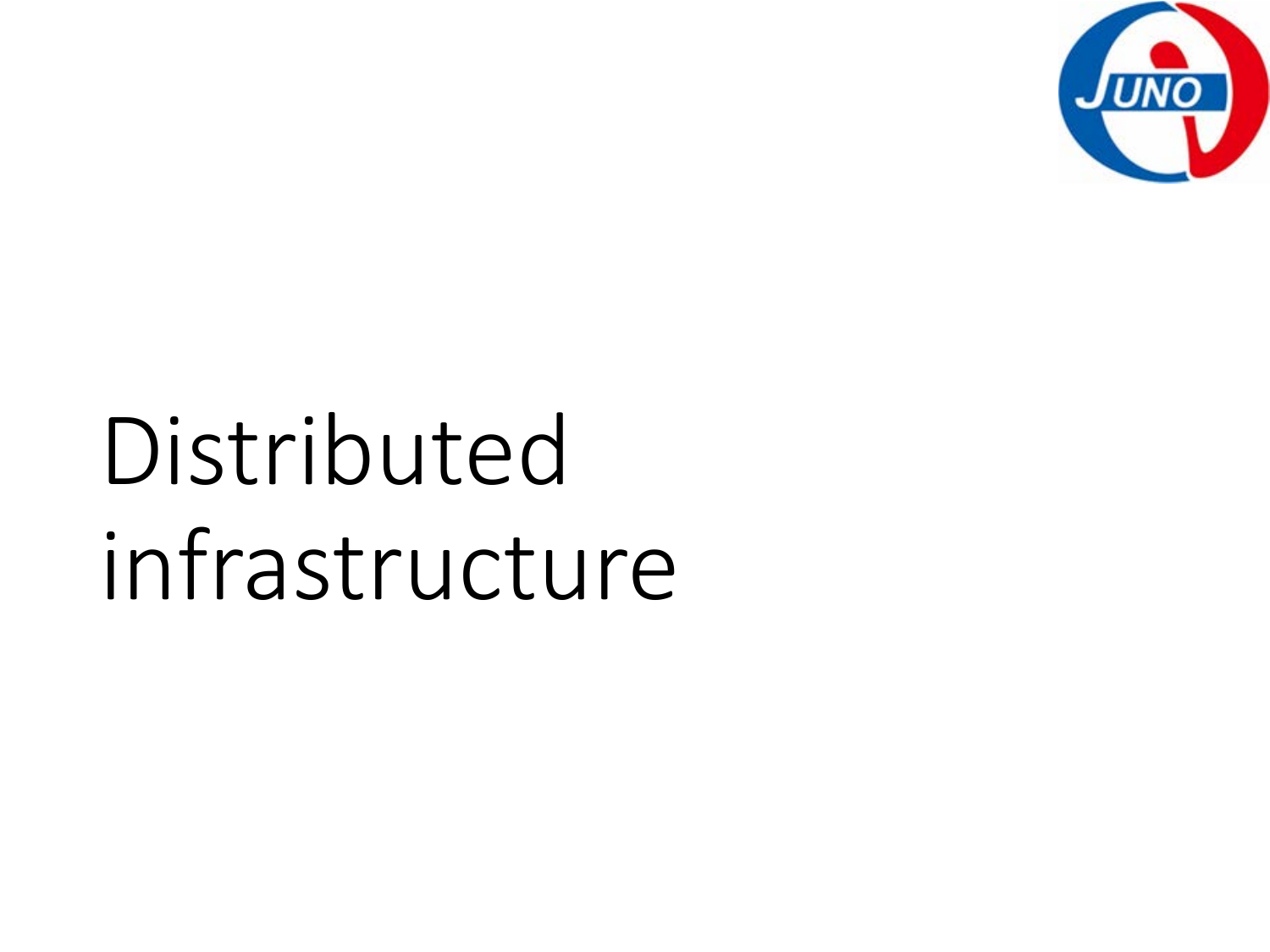# Distributed infrastructure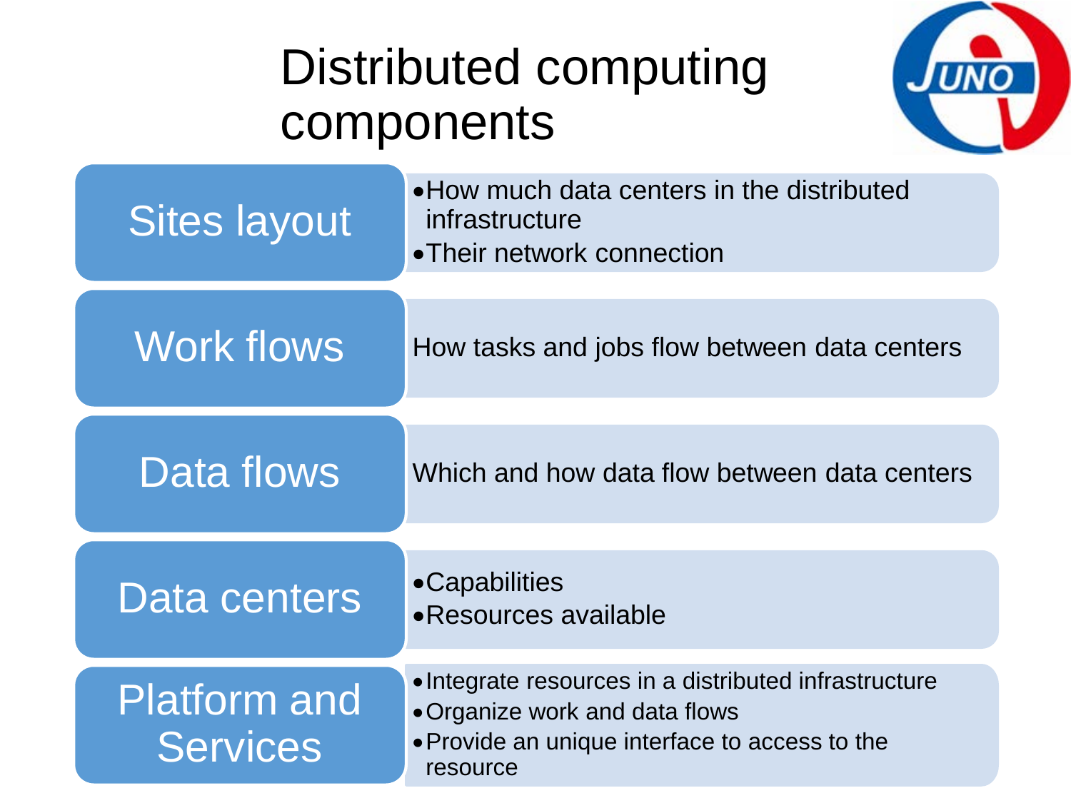# Distributed computing components

| Component | Description |
| --- | --- |
| Sites layout | • How much data centers in the distributed infrastructure<br>• Their network connection |
| Work flows | How tasks and jobs flow between data centers |
| Data flows | Which and how data flow between data centers |
| Data centers | • Capabilities<br>• Resources available |
| Platform and Services | • Integrate resources in a distributed infrastructure<br>• Organize work and data flows<br>• Provide an unique interface to access to the resource |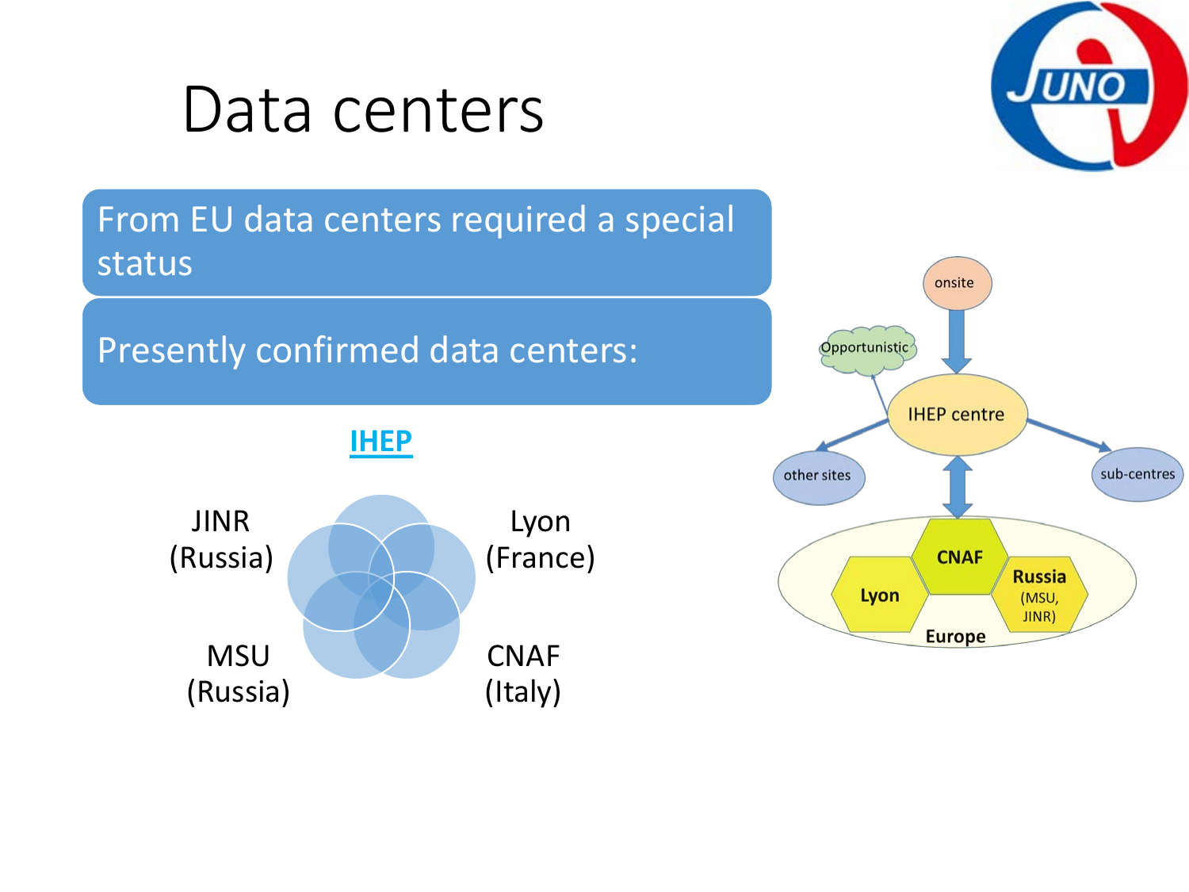# Data centers

From EU data centers required a special status

Presently confirmed data centers:

**IHEP**

JINR (Russia)

Lyon (France)

MSU (Russia)

CNAF (Italy)

onsite

Opportunistic

IHEP centre

other sites

sub-centres

CNAF

Lyon

Russia (MSU, JINR)

Europe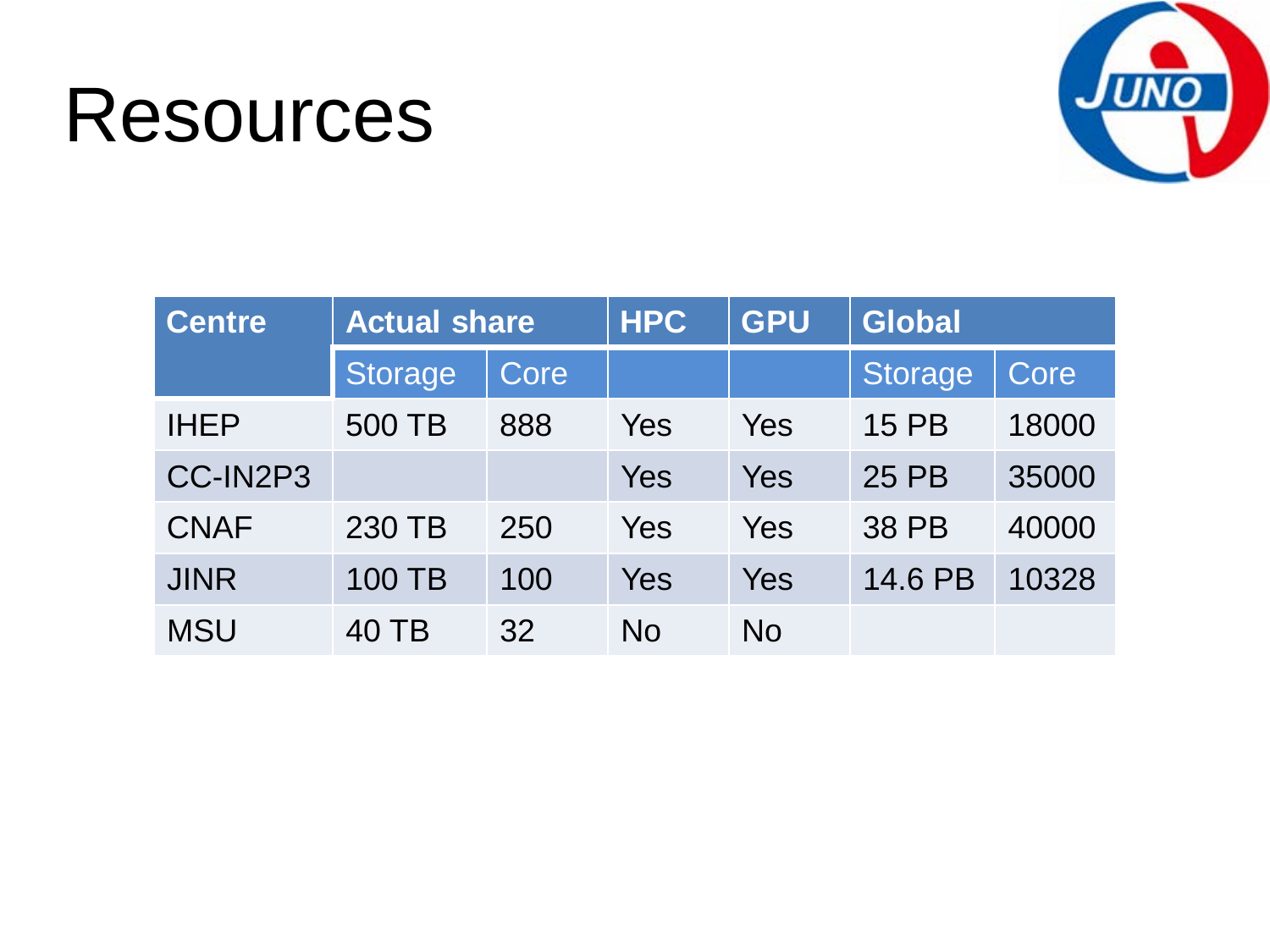# Resources

| Centre | Actual share | | HPC | GPU | Global | |
|---|---|---|---|---|---|---|
| | Storage | Core | | | Storage | Core |
| IHEP | 500 TB | 888 | Yes | Yes | 15 PB | 18000 |
| CC-IN2P3 | | | Yes | Yes | 25 PB | 35000 |
| CNAF | 230 TB | 250 | Yes | Yes | 38 PB | 40000 |
| JINR | 100 TB | 100 | Yes | Yes | 14.6 PB | 10328 |
| MSU | 40 TB | 32 | No | No | | |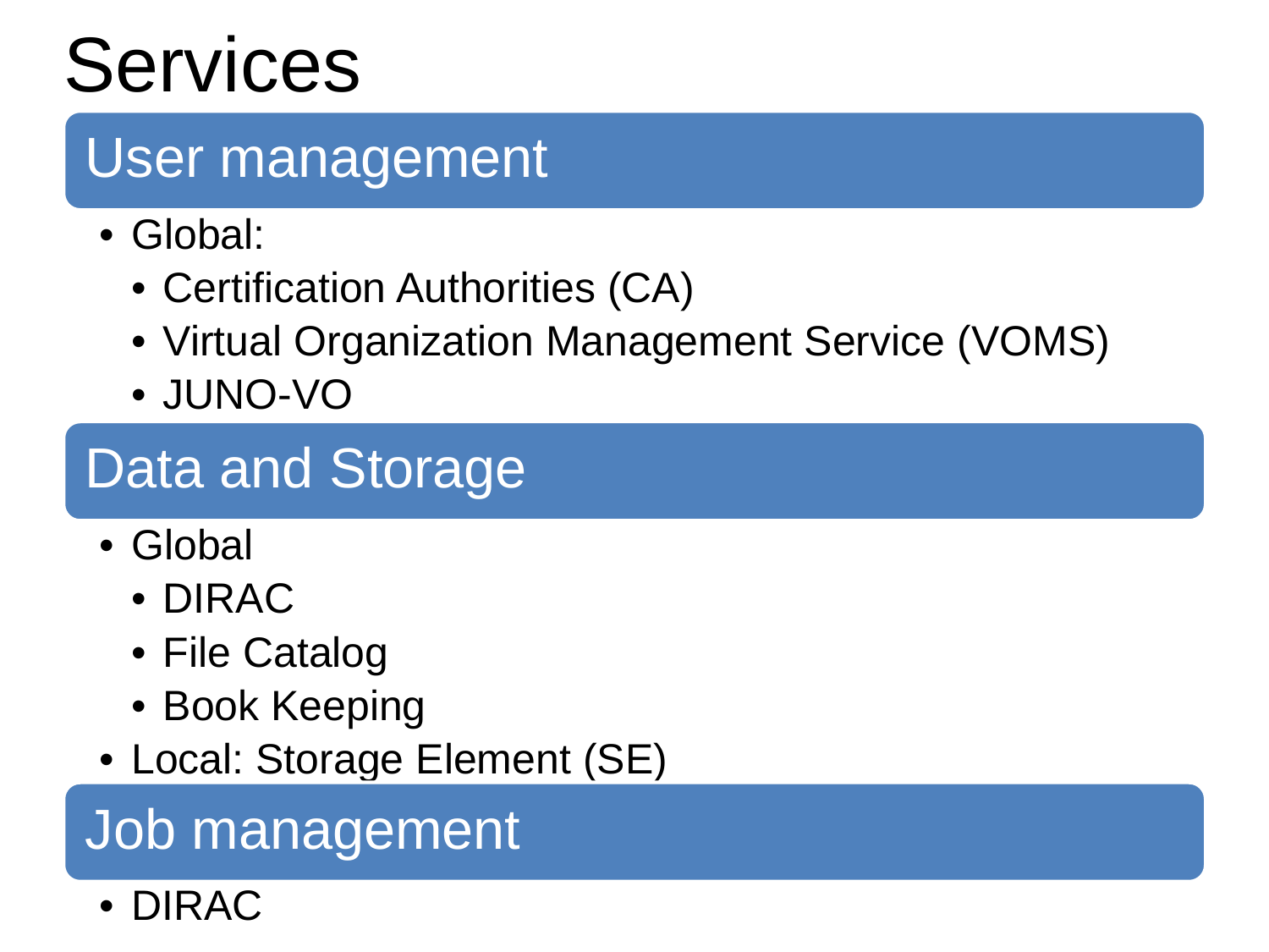# Services

## User management

- Global:
  - Certification Authorities (CA)
  - Virtual Organization Management Service (VOMS)
  - JUNO-VO

## Data and Storage

- Global
  - DIRAC
  - File Catalog
  - Book Keeping
- Local: Storage Element (SE)

## Job management

- DIRAC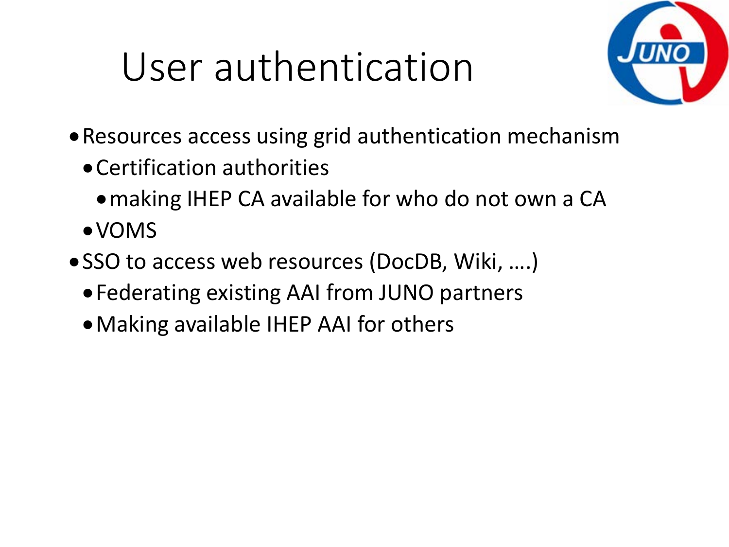# User authentication

- Resources access using grid authentication mechanism
  - Certification authorities
    - making IHEP CA available for who do not own a CA
  - VOMS
- SSO to access web resources (DocDB, Wiki, ….)
  - Federating existing AAI from JUNO partners
  - Making available IHEP AAI for others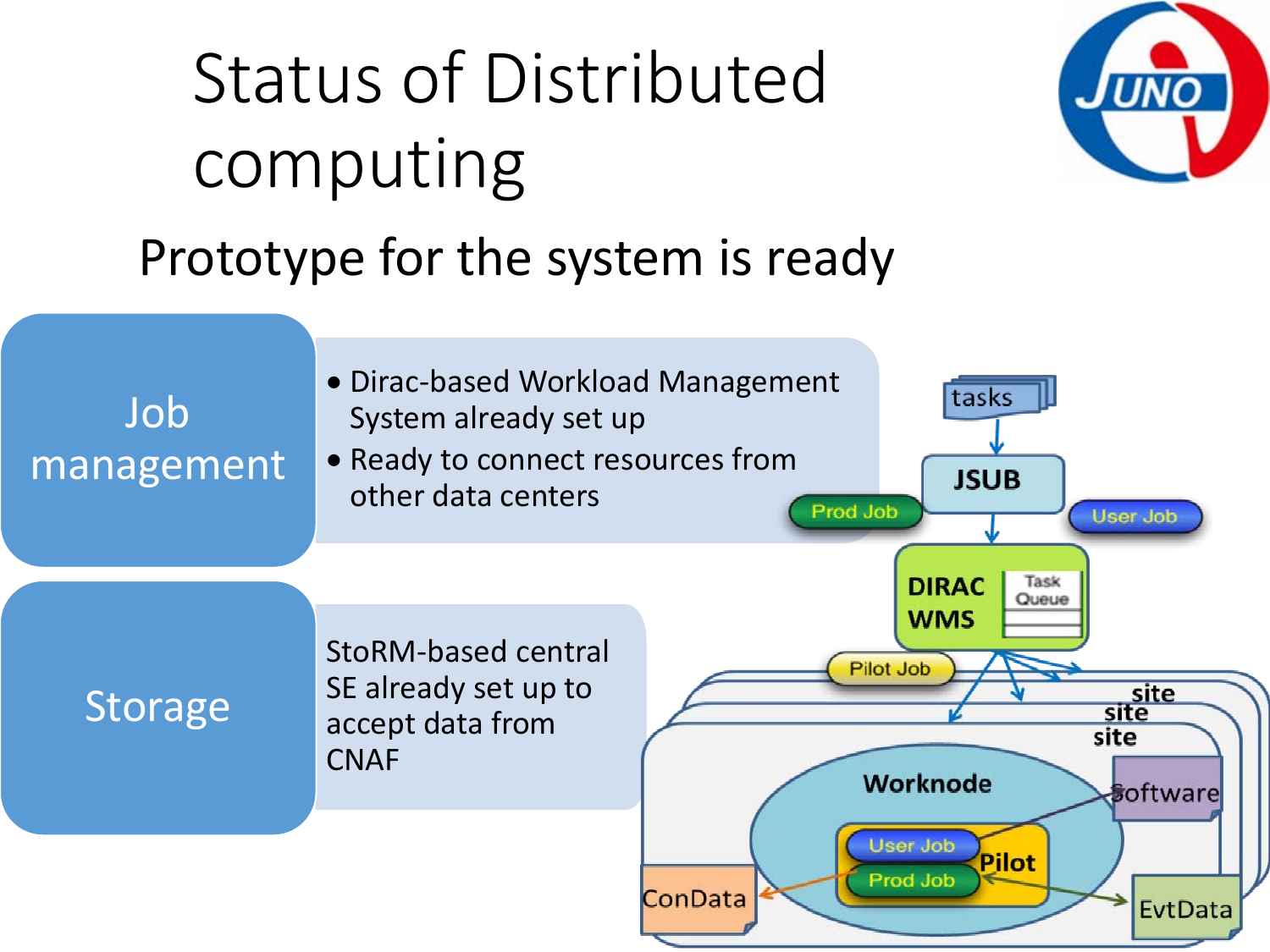# Status of Distributed computing

## Prototype for the system is ready

**Job management**

- Dirac-based Workload Management System already set up
- Ready to connect resources from other data centers

**Storage**

StoRM-based central SE already set up to accept data from CNAF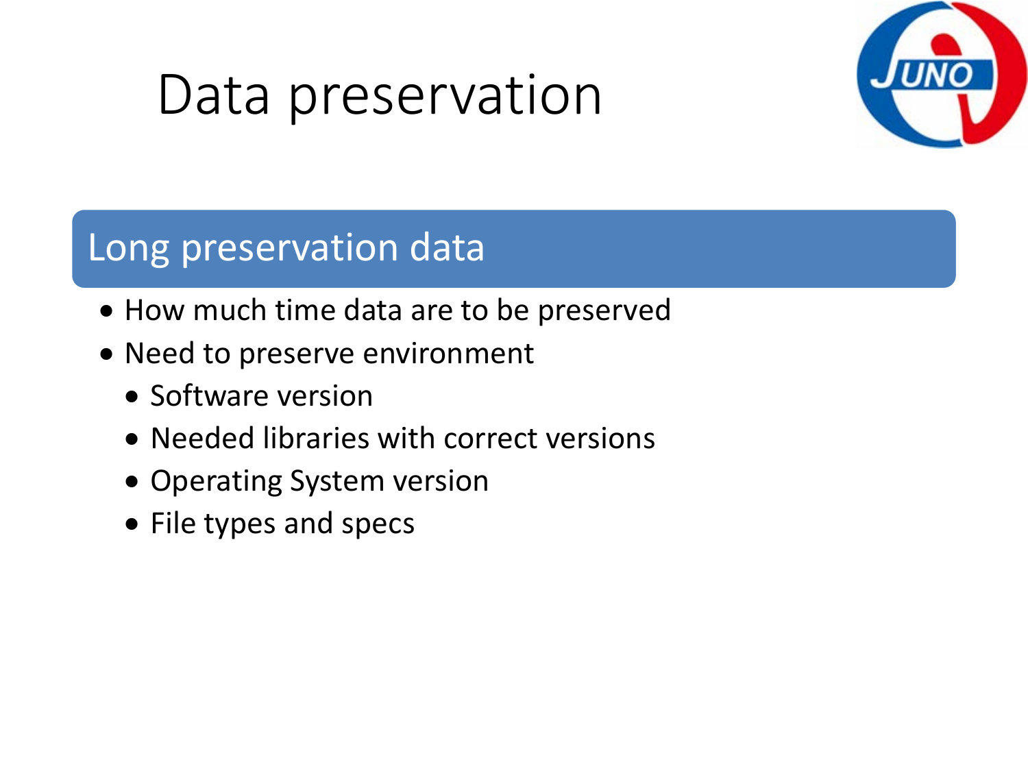# Data preservation

## Long preservation data

- How much time data are to be preserved
- Need to preserve environment
  - Software version
  - Needed libraries with correct versions
  - Operating System version
  - File types and specs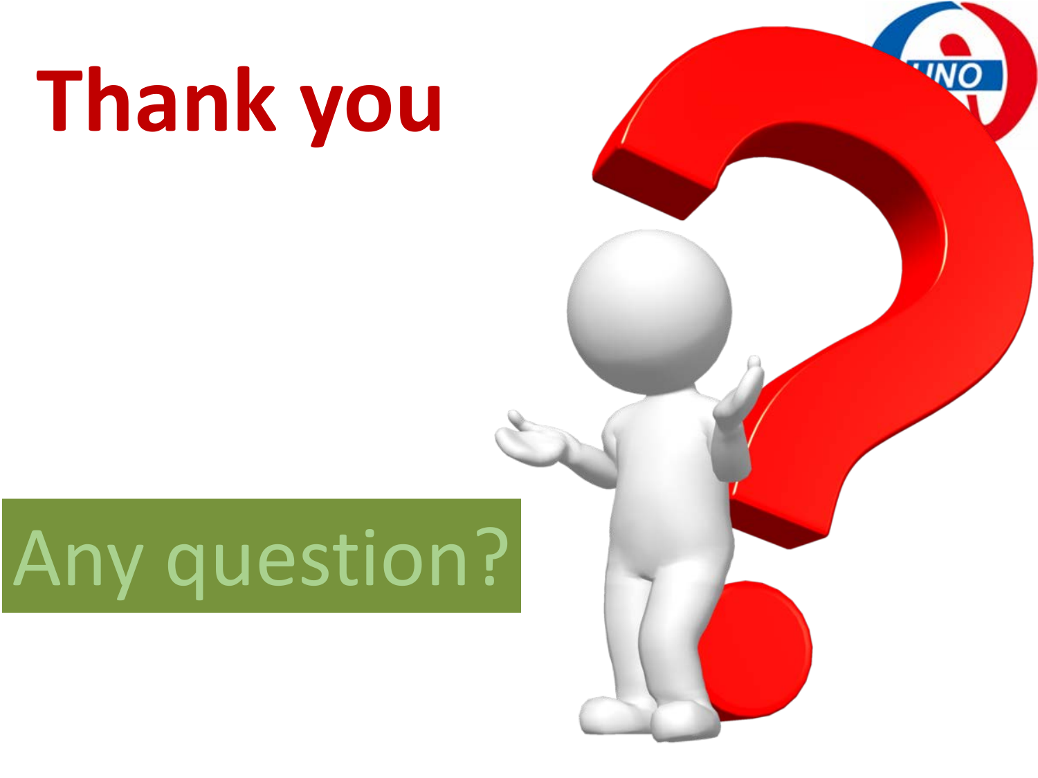# Thank you

Any question?